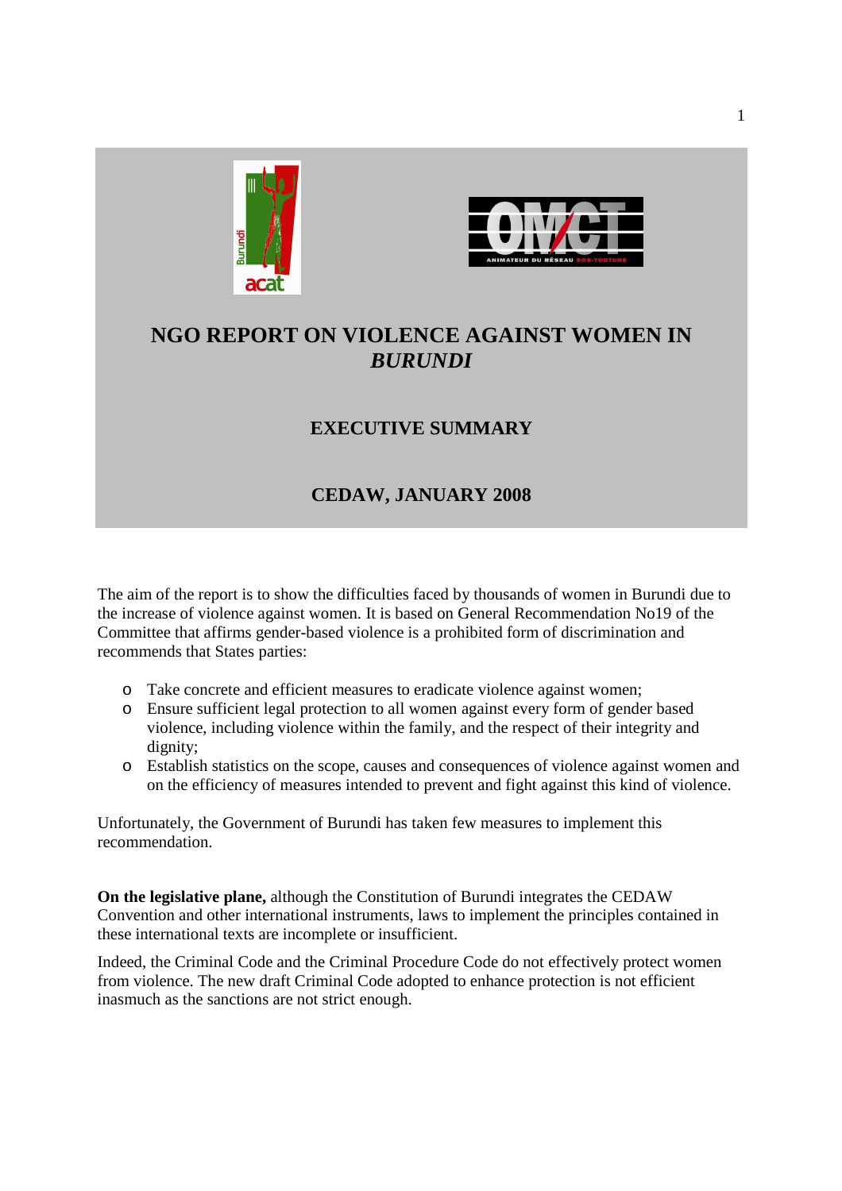# NGO REPORT ON VIOLENCE AGAINST WOMEN IN *BURUNDI*

## EXECUTIVE SUMMARY

## CEDAW, JANUARY 2008

The aim of the report is to show the difficulties faced by thousands of women in Burundi due to the increase of violence against women. It is based on General Recommendation No19 of the Committee that affirms gender-based violence is a prohibited form of discrimination and recommends that States parties:

- Take concrete and efficient measures to eradicate violence against women;
- Ensure sufficient legal protection to all women against every form of gender based violence, including violence within the family, and the respect of their integrity and dignity;
- Establish statistics on the scope, causes and consequences of violence against women and on the efficiency of measures intended to prevent and fight against this kind of violence.

Unfortunately, the Government of Burundi has taken few measures to implement this recommendation.

**On the legislative plane,** although the Constitution of Burundi integrates the CEDAW Convention and other international instruments, laws to implement the principles contained in these international texts are incomplete or insufficient.

Indeed, the Criminal Code and the Criminal Procedure Code do not effectively protect women from violence. The new draft Criminal Code adopted to enhance protection is not efficient inasmuch as the sanctions are not strict enough.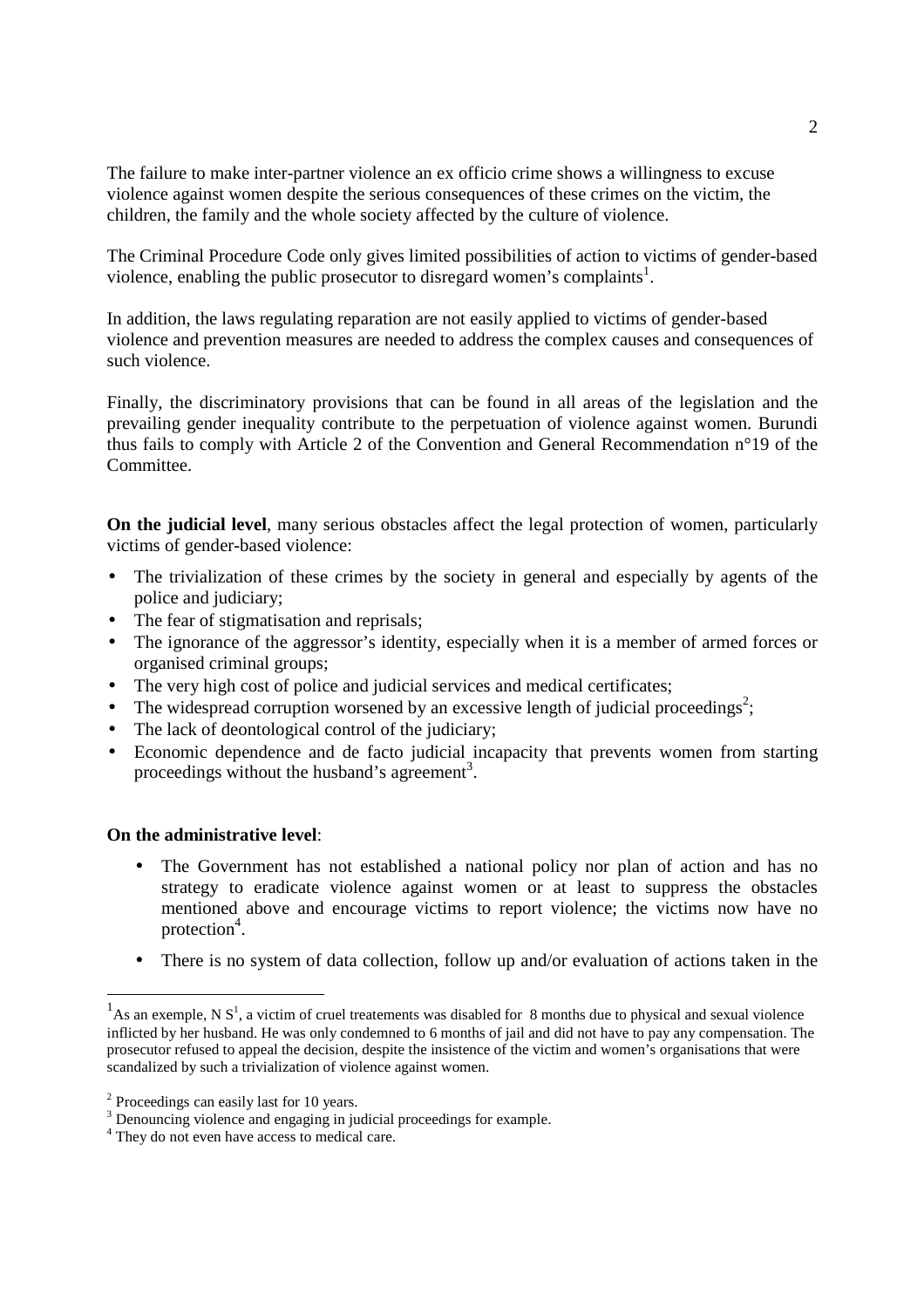The failure to make inter-partner violence an ex officio crime shows a willingness to excuse violence against women despite the serious consequences of these crimes on the victim, the children, the family and the whole society affected by the culture of violence.

The Criminal Procedure Code only gives limited possibilities of action to victims of gender-based violence, enabling the public prosecutor to disregard women's complaints[1].

In addition, the laws regulating reparation are not easily applied to victims of gender-based violence and prevention measures are needed to address the complex causes and consequences of such violence.

Finally, the discriminatory provisions that can be found in all areas of the legislation and the prevailing gender inequality contribute to the perpetuation of violence against women. Burundi thus fails to comply with Article 2 of the Convention and General Recommendation n°19 of the Committee.

**On the judicial level**, many serious obstacles affect the legal protection of women, particularly victims of gender-based violence:

- The trivialization of these crimes by the society in general and especially by agents of the police and judiciary;
- The fear of stigmatisation and reprisals;
- The ignorance of the aggressor's identity, especially when it is a member of armed forces or organised criminal groups;
- The very high cost of police and judicial services and medical certificates;
- The widespread corruption worsened by an excessive length of judicial proceedings[2];
- The lack of deontological control of the judiciary;
- Economic dependence and de facto judicial incapacity that prevents women from starting proceedings without the husband's agreement[3].

**On the administrative level**:

- The Government has not established a national policy nor plan of action and has no strategy to eradicate violence against women or at least to suppress the obstacles mentioned above and encourage victims to report violence; the victims now have no protection[4].
- There is no system of data collection, follow up and/or evaluation of actions taken in the

---

[1] As an exemple, N S[1], a victim of cruel treatements was disabled for 8 months due to physical and sexual violence inflicted by her husband. He was only condemned to 6 months of jail and did not have to pay any compensation. The prosecutor refused to appeal the decision, despite the insistence of the victim and women's organisations that were scandalized by such a trivialization of violence against women.

[2] Proceedings can easily last for 10 years.

[3] Denouncing violence and engaging in judicial proceedings for example.

[4] They do not even have access to medical care.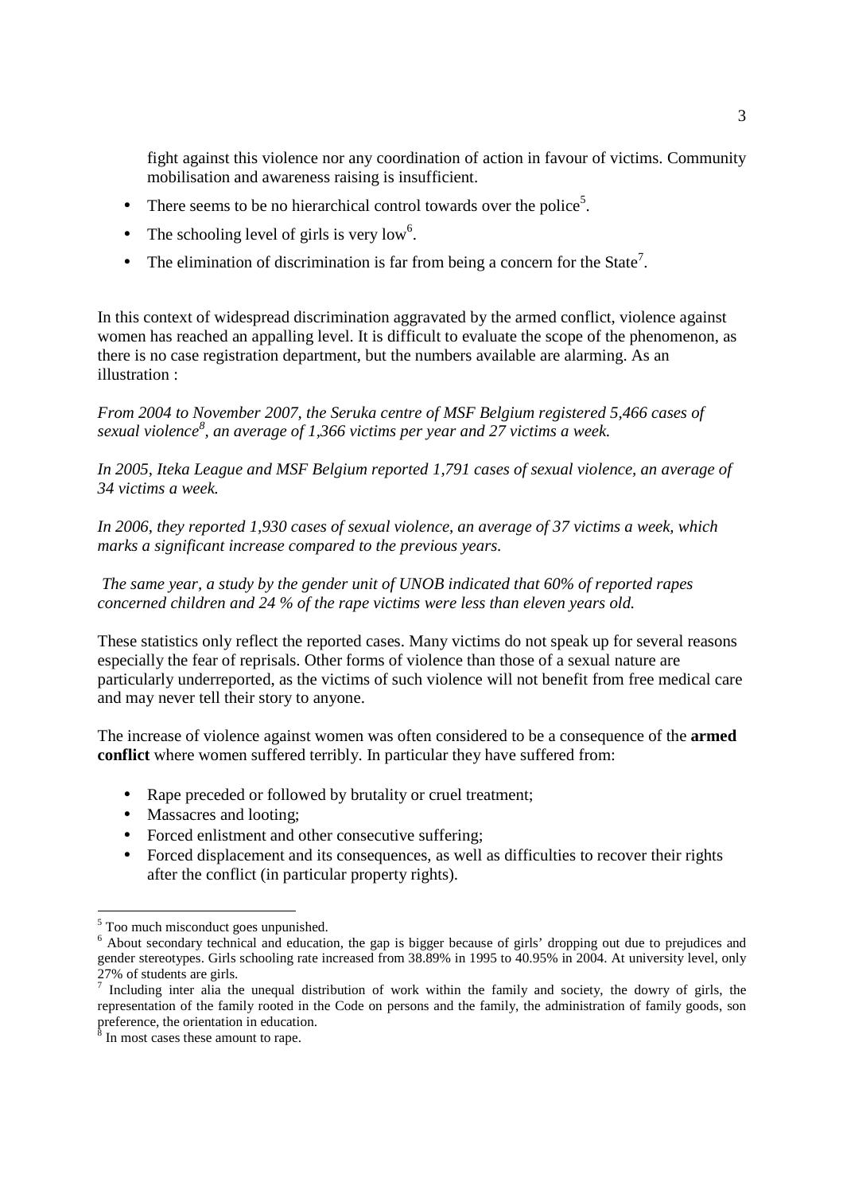fight against this violence nor any coordination of action in favour of victims. Community mobilisation and awareness raising is insufficient.

- There seems to be no hierarchical control towards over the police[5].
- The schooling level of girls is very low[6].
- The elimination of discrimination is far from being a concern for the State[7].

In this context of widespread discrimination aggravated by the armed conflict, violence against women has reached an appalling level. It is difficult to evaluate the scope of the phenomenon, as there is no case registration department, but the numbers available are alarming. As an illustration :

*From 2004 to November 2007, the Seruka centre of MSF Belgium registered 5,466 cases of sexual violence[8], an average of 1,366 victims per year and 27 victims a week.*

*In 2005, Iteka League and MSF Belgium reported 1,791 cases of sexual violence, an average of 34 victims a week.*

*In 2006, they reported 1,930 cases of sexual violence, an average of 37 victims a week, which marks a significant increase compared to the previous years.*

*The same year, a study by the gender unit of UNOB indicated that 60% of reported rapes concerned children and 24 % of the rape victims were less than eleven years old.*

These statistics only reflect the reported cases. Many victims do not speak up for several reasons especially the fear of reprisals. Other forms of violence than those of a sexual nature are particularly underreported, as the victims of such violence will not benefit from free medical care and may never tell their story to anyone.

The increase of violence against women was often considered to be a consequence of the **armed conflict** where women suffered terribly. In particular they have suffered from:

- Rape preceded or followed by brutality or cruel treatment;
- Massacres and looting;
- Forced enlistment and other consecutive suffering;
- Forced displacement and its consequences, as well as difficulties to recover their rights after the conflict (in particular property rights).

---

[5] Too much misconduct goes unpunished.

[6] About secondary technical and education, the gap is bigger because of girls' dropping out due to prejudices and gender stereotypes. Girls schooling rate increased from 38.89% in 1995 to 40.95% in 2004. At university level, only 27% of students are girls.

[7] Including inter alia the unequal distribution of work within the family and society, the dowry of girls, the representation of the family rooted in the Code on persons and the family, the administration of family goods, son preference, the orientation in education.

[8] In most cases these amount to rape.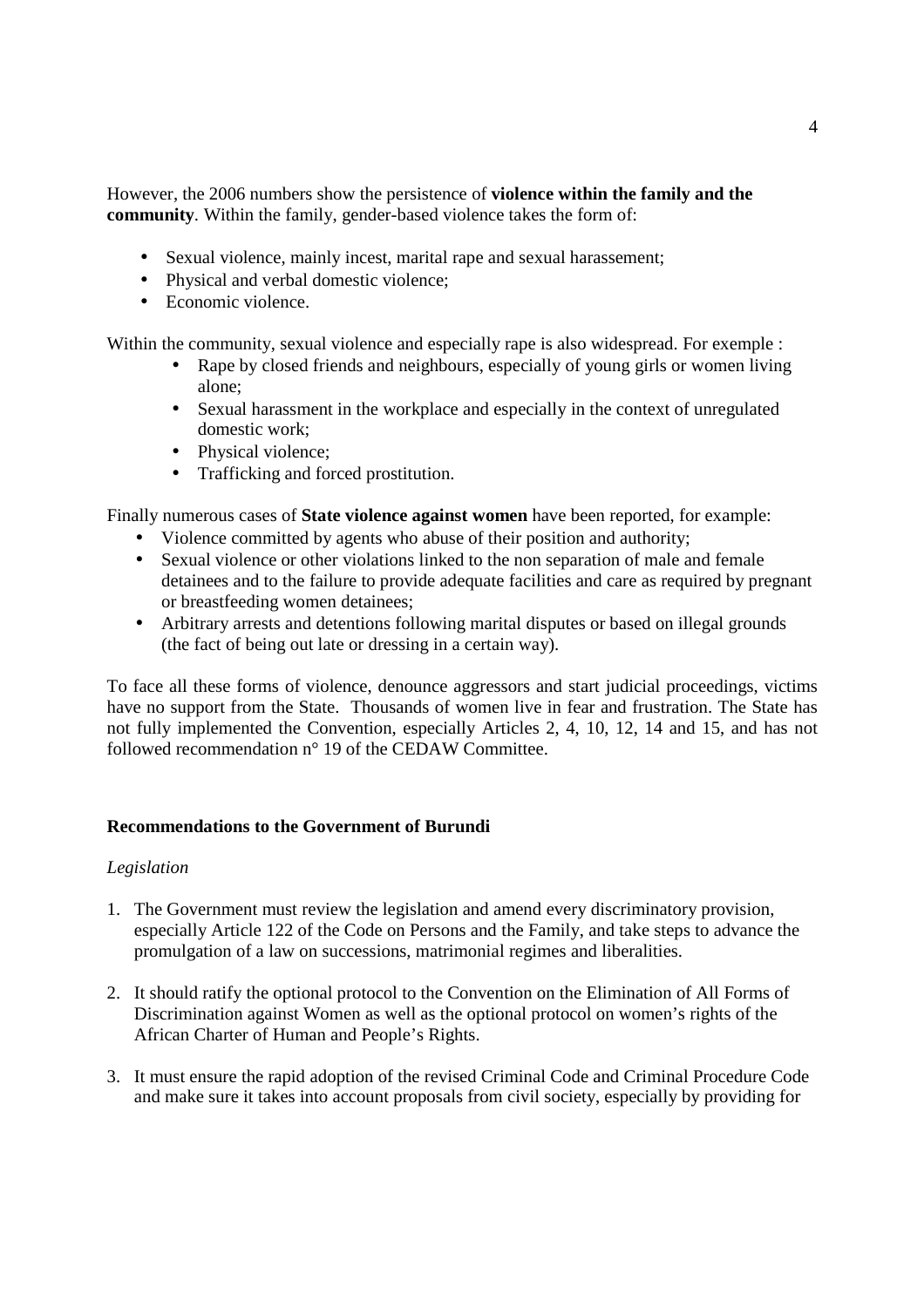However, the 2006 numbers show the persistence of **violence within the family and the community**. Within the family, gender-based violence takes the form of:

- Sexual violence, mainly incest, marital rape and sexual harassement;
- Physical and verbal domestic violence;
- Economic violence.

Within the community, sexual violence and especially rape is also widespread. For exemple :

- Rape by closed friends and neighbours, especially of young girls or women living alone;
- Sexual harassment in the workplace and especially in the context of unregulated domestic work;
- Physical violence;
- Trafficking and forced prostitution.

Finally numerous cases of **State violence against women** have been reported, for example:

- Violence committed by agents who abuse of their position and authority;
- Sexual violence or other violations linked to the non separation of male and female detainees and to the failure to provide adequate facilities and care as required by pregnant or breastfeeding women detainees;
- Arbitrary arrests and detentions following marital disputes or based on illegal grounds (the fact of being out late or dressing in a certain way).

To face all these forms of violence, denounce aggressors and start judicial proceedings, victims have no support from the State. Thousands of women live in fear and frustration. The State has not fully implemented the Convention, especially Articles 2, 4, 10, 12, 14 and 15, and has not followed recommendation n° 19 of the CEDAW Committee.

**Recommendations to the Government of Burundi**

*Legislation*

1. The Government must review the legislation and amend every discriminatory provision, especially Article 122 of the Code on Persons and the Family, and take steps to advance the promulgation of a law on successions, matrimonial regimes and liberalities.

2. It should ratify the optional protocol to the Convention on the Elimination of All Forms of Discrimination against Women as well as the optional protocol on women's rights of the African Charter of Human and People's Rights.

3. It must ensure the rapid adoption of the revised Criminal Code and Criminal Procedure Code and make sure it takes into account proposals from civil society, especially by providing for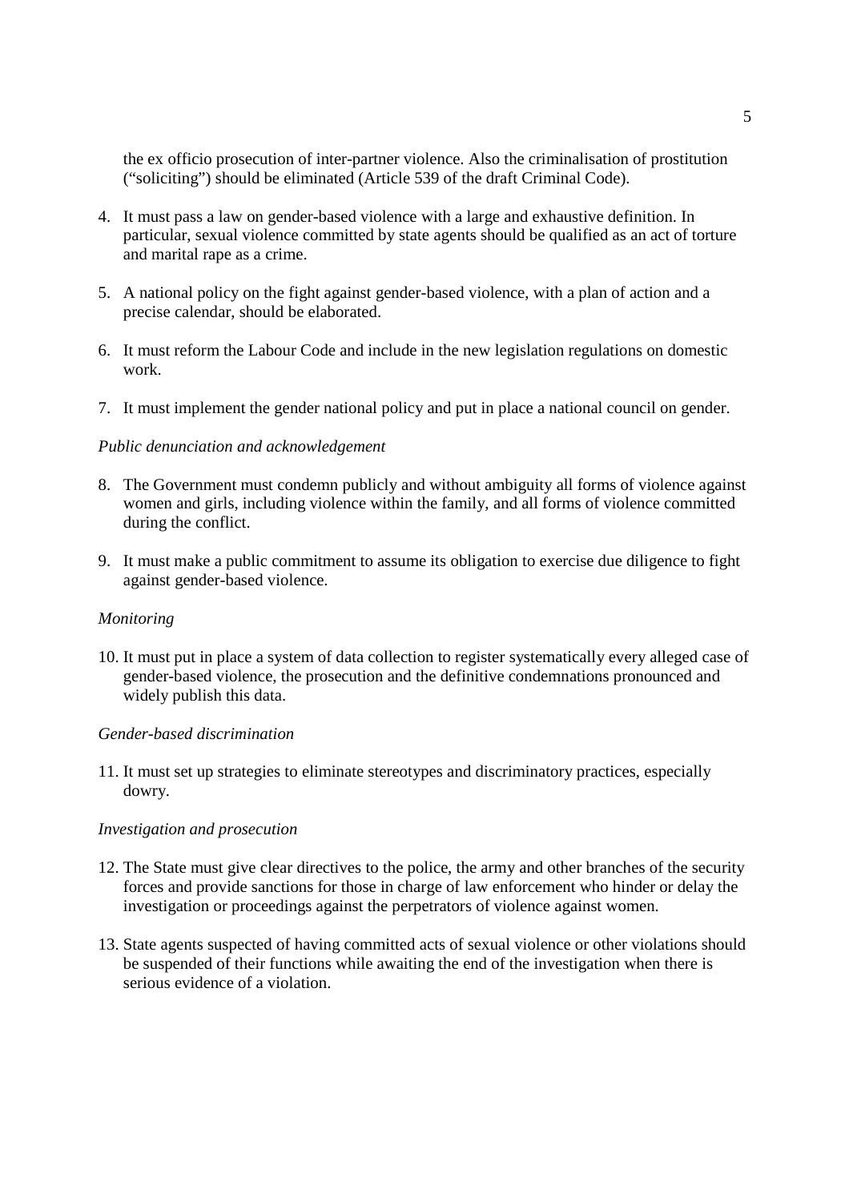the ex officio prosecution of inter-partner violence. Also the criminalisation of prostitution ("soliciting") should be eliminated (Article 539 of the draft Criminal Code).

4. It must pass a law on gender-based violence with a large and exhaustive definition. In particular, sexual violence committed by state agents should be qualified as an act of torture and marital rape as a crime.

5. A national policy on the fight against gender-based violence, with a plan of action and a precise calendar, should be elaborated.

6. It must reform the Labour Code and include in the new legislation regulations on domestic work.

7. It must implement the gender national policy and put in place a national council on gender.

*Public denunciation and acknowledgement*

8. The Government must condemn publicly and without ambiguity all forms of violence against women and girls, including violence within the family, and all forms of violence committed during the conflict.

9. It must make a public commitment to assume its obligation to exercise due diligence to fight against gender-based violence.

*Monitoring*

10. It must put in place a system of data collection to register systematically every alleged case of gender-based violence, the prosecution and the definitive condemnations pronounced and widely publish this data.

*Gender-based discrimination*

11. It must set up strategies to eliminate stereotypes and discriminatory practices, especially dowry.

*Investigation and prosecution*

12. The State must give clear directives to the police, the army and other branches of the security forces and provide sanctions for those in charge of law enforcement who hinder or delay the investigation or proceedings against the perpetrators of violence against women.

13. State agents suspected of having committed acts of sexual violence or other violations should be suspended of their functions while awaiting the end of the investigation when there is serious evidence of a violation.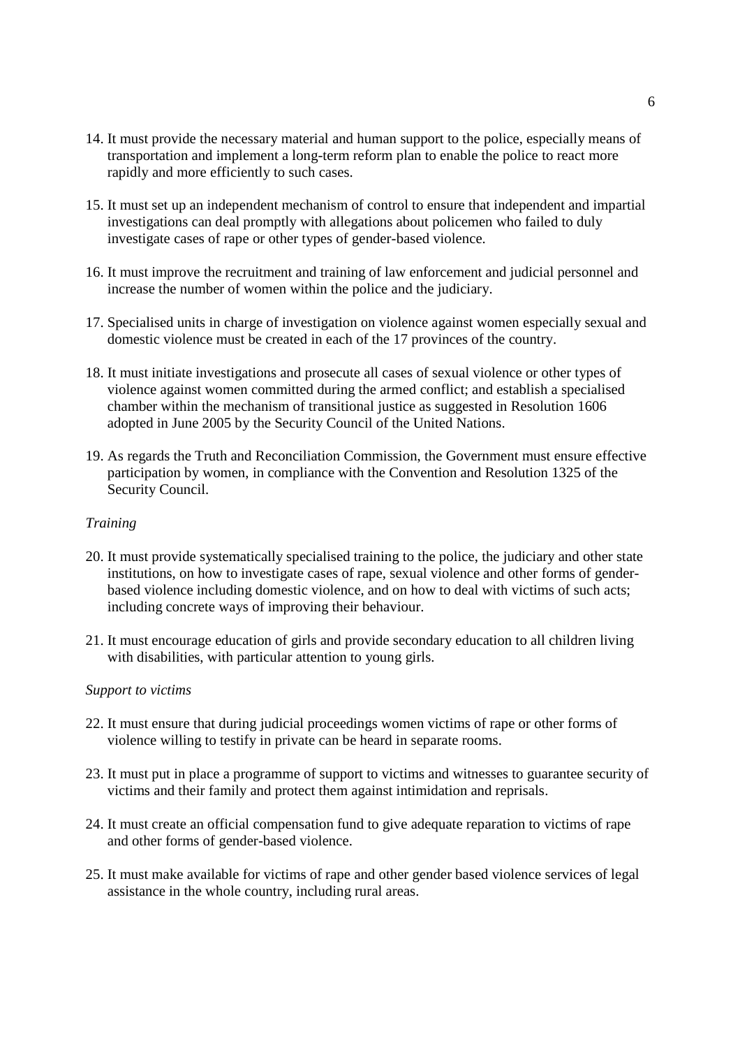14. It must provide the necessary material and human support to the police, especially means of transportation and implement a long-term reform plan to enable the police to react more rapidly and more efficiently to such cases.

15. It must set up an independent mechanism of control to ensure that independent and impartial investigations can deal promptly with allegations about policemen who failed to duly investigate cases of rape or other types of gender-based violence.

16. It must improve the recruitment and training of law enforcement and judicial personnel and increase the number of women within the police and the judiciary.

17. Specialised units in charge of investigation on violence against women especially sexual and domestic violence must be created in each of the 17 provinces of the country.

18. It must initiate investigations and prosecute all cases of sexual violence or other types of violence against women committed during the armed conflict; and establish a specialised chamber within the mechanism of transitional justice as suggested in Resolution 1606 adopted in June 2005 by the Security Council of the United Nations.

19. As regards the Truth and Reconciliation Commission, the Government must ensure effective participation by women, in compliance with the Convention and Resolution 1325 of the Security Council.

*Training*

20. It must provide systematically specialised training to the police, the judiciary and other state institutions, on how to investigate cases of rape, sexual violence and other forms of gender-based violence including domestic violence, and on how to deal with victims of such acts; including concrete ways of improving their behaviour.

21. It must encourage education of girls and provide secondary education to all children living with disabilities, with particular attention to young girls.

*Support to victims*

22. It must ensure that during judicial proceedings women victims of rape or other forms of violence willing to testify in private can be heard in separate rooms.

23. It must put in place a programme of support to victims and witnesses to guarantee security of victims and their family and protect them against intimidation and reprisals.

24. It must create an official compensation fund to give adequate reparation to victims of rape and other forms of gender-based violence.

25. It must make available for victims of rape and other gender based violence services of legal assistance in the whole country, including rural areas.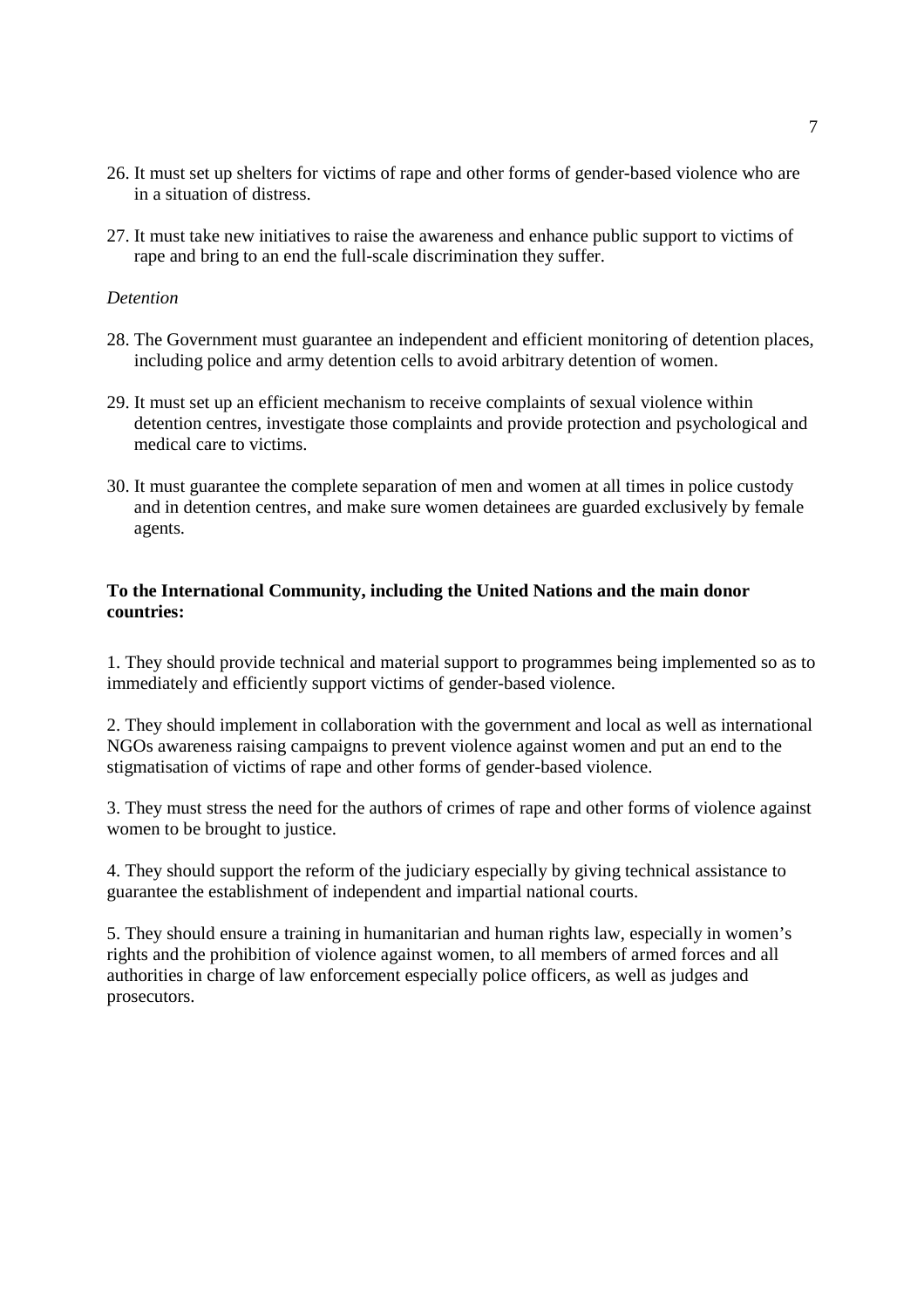26. It must set up shelters for victims of rape and other forms of gender-based violence who are in a situation of distress.

27. It must take new initiatives to raise the awareness and enhance public support to victims of rape and bring to an end the full-scale discrimination they suffer.

*Detention*

28. The Government must guarantee an independent and efficient monitoring of detention places, including police and army detention cells to avoid arbitrary detention of women.

29. It must set up an efficient mechanism to receive complaints of sexual violence within detention centres, investigate those complaints and provide protection and psychological and medical care to victims.

30. It must guarantee the complete separation of men and women at all times in police custody and in detention centres, and make sure women detainees are guarded exclusively by female agents.

**To the International Community, including the United Nations and the main donor countries:**

1. They should provide technical and material support to programmes being implemented so as to immediately and efficiently support victims of gender-based violence.

2. They should implement in collaboration with the government and local as well as international NGOs awareness raising campaigns to prevent violence against women and put an end to the stigmatisation of victims of rape and other forms of gender-based violence.

3. They must stress the need for the authors of crimes of rape and other forms of violence against women to be brought to justice.

4. They should support the reform of the judiciary especially by giving technical assistance to guarantee the establishment of independent and impartial national courts.

5. They should ensure a training in humanitarian and human rights law, especially in women's rights and the prohibition of violence against women, to all members of armed forces and all authorities in charge of law enforcement especially police officers, as well as judges and prosecutors.